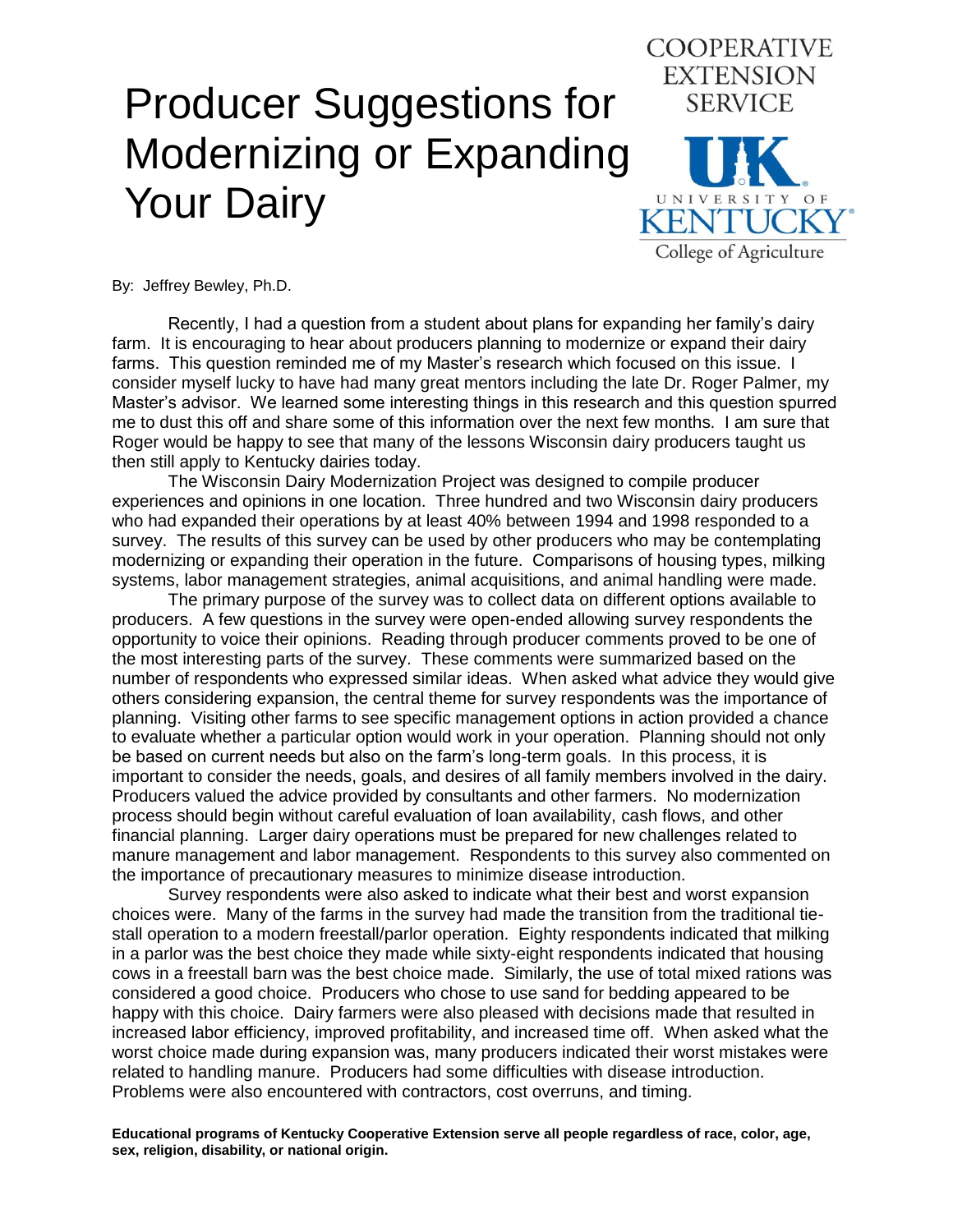# Producer Suggestions for Modernizing or Expanding Your Dairy

COOPERATIVE EXTENSION SERVICE

UNIVERSITY OF KENTUCKY

College of Agriculture

By: Jeffrey Bewley, Ph.D.

Recently, I had a question from a student about plans for expanding her family's dairy farm. It is encouraging to hear about producers planning to modernize or expand their dairy farms. This question reminded me of my Master's research which focused on this issue. I consider myself lucky to have had many great mentors including the late Dr. Roger Palmer, my Master's advisor. We learned some interesting things in this research and this question spurred me to dust this off and share some of this information over the next few months. I am sure that Roger would be happy to see that many of the lessons Wisconsin dairy producers taught us then still apply to Kentucky dairies today.

The Wisconsin Dairy Modernization Project was designed to compile producer experiences and opinions in one location. Three hundred and two Wisconsin dairy producers who had expanded their operations by at least 40% between 1994 and 1998 responded to a survey. The results of this survey can be used by other producers who may be contemplating modernizing or expanding their operation in the future. Comparisons of housing types, milking systems, labor management strategies, animal acquisitions, and animal handling were made.

The primary purpose of the survey was to collect data on different options available to producers. A few questions in the survey were open-ended allowing survey respondents the opportunity to voice their opinions. Reading through producer comments proved to be one of the most interesting parts of the survey. These comments were summarized based on the number of respondents who expressed similar ideas. When asked what advice they would give others considering expansion, the central theme for survey respondents was the importance of planning. Visiting other farms to see specific management options in action provided a chance to evaluate whether a particular option would work in your operation. Planning should not only be based on current needs but also on the farm's long-term goals. In this process, it is important to consider the needs, goals, and desires of all family members involved in the dairy. Producers valued the advice provided by consultants and other farmers. No modernization process should begin without careful evaluation of loan availability, cash flows, and other financial planning. Larger dairy operations must be prepared for new challenges related to manure management and labor management. Respondents to this survey also commented on the importance of precautionary measures to minimize disease introduction.

Survey respondents were also asked to indicate what their best and worst expansion choices were. Many of the farms in the survey had made the transition from the traditional tie-stall operation to a modern freestall/parlor operation. Eighty respondents indicated that milking in a parlor was the best choice they made while sixty-eight respondents indicated that housing cows in a freestall barn was the best choice made. Similarly, the use of total mixed rations was considered a good choice. Producers who chose to use sand for bedding appeared to be happy with this choice. Dairy farmers were also pleased with decisions made that resulted in increased labor efficiency, improved profitability, and increased time off. When asked what the worst choice made during expansion was, many producers indicated their worst mistakes were related to handling manure. Producers had some difficulties with disease introduction. Problems were also encountered with contractors, cost overruns, and timing.

**Educational programs of Kentucky Cooperative Extension serve all people regardless of race, color, age, sex, religion, disability, or national origin.**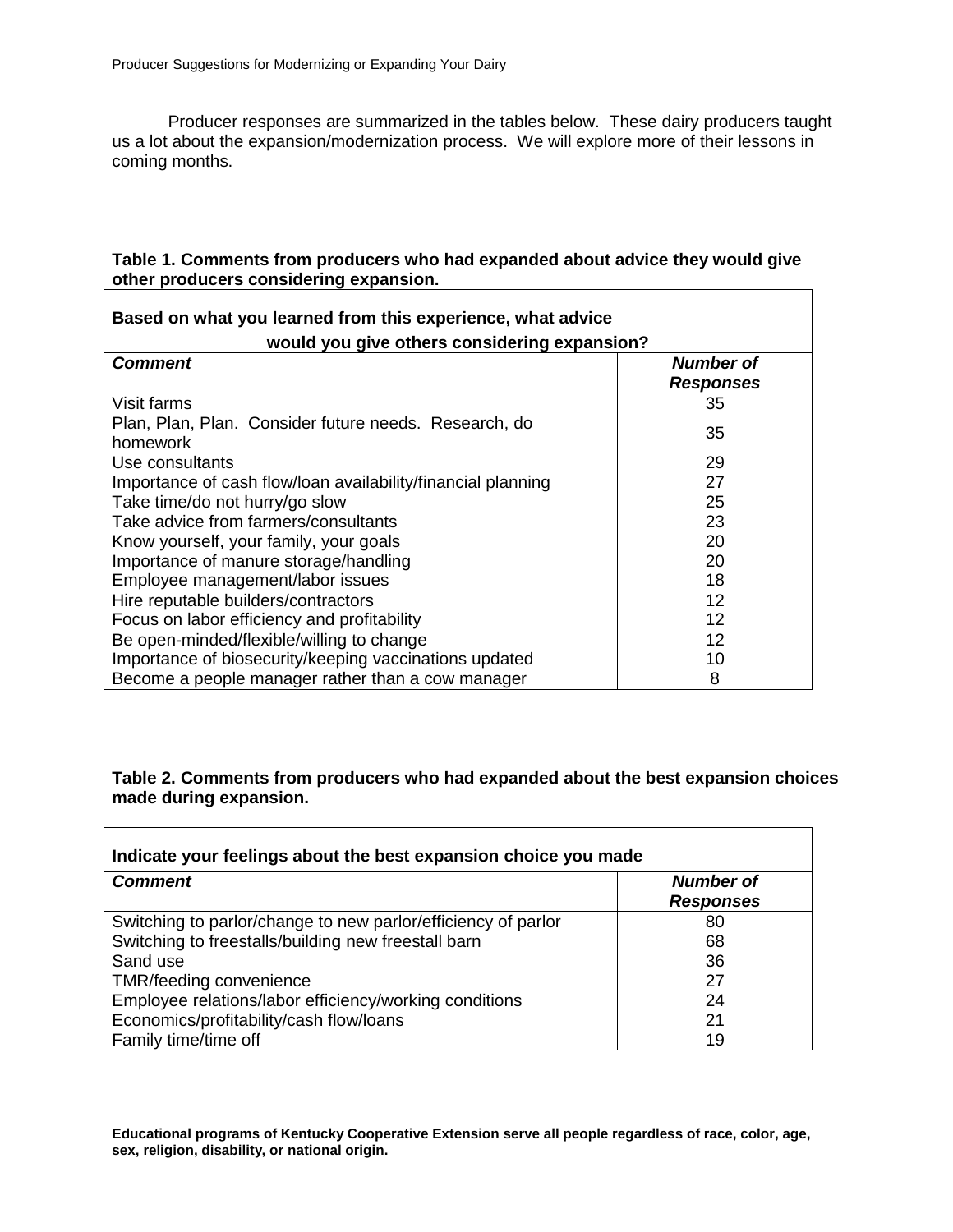Producer responses are summarized in the tables below. These dairy producers taught us a lot about the expansion/modernization process. We will explore more of their lessons in coming months.

**Table 1. Comments from producers who had expanded about advice they would give other producers considering expansion.**

| Based on what you learned from this experience, what advice would you give others considering expansion? | |
|---|---|
| ***Comment*** | ***Number of Responses*** |
| Visit farms | 35 |
| Plan, Plan, Plan. Consider future needs. Research, do homework | 35 |
| Use consultants | 29 |
| Importance of cash flow/loan availability/financial planning | 27 |
| Take time/do not hurry/go slow | 25 |
| Take advice from farmers/consultants | 23 |
| Know yourself, your family, your goals | 20 |
| Importance of manure storage/handling | 20 |
| Employee management/labor issues | 18 |
| Hire reputable builders/contractors | 12 |
| Focus on labor efficiency and profitability | 12 |
| Be open-minded/flexible/willing to change | 12 |
| Importance of biosecurity/keeping vaccinations updated | 10 |
| Become a people manager rather than a cow manager | 8 |

**Table 2. Comments from producers who had expanded about the best expansion choices made during expansion.**

| Indicate your feelings about the best expansion choice you made | |
|---|---|
| ***Comment*** | ***Number of Responses*** |
| Switching to parlor/change to new parlor/efficiency of parlor | 80 |
| Switching to freestalls/building new freestall barn | 68 |
| Sand use | 36 |
| TMR/feeding convenience | 27 |
| Employee relations/labor efficiency/working conditions | 24 |
| Economics/profitability/cash flow/loans | 21 |
| Family time/time off | 19 |

**Educational programs of Kentucky Cooperative Extension serve all people regardless of race, color, age, sex, religion, disability, or national origin.**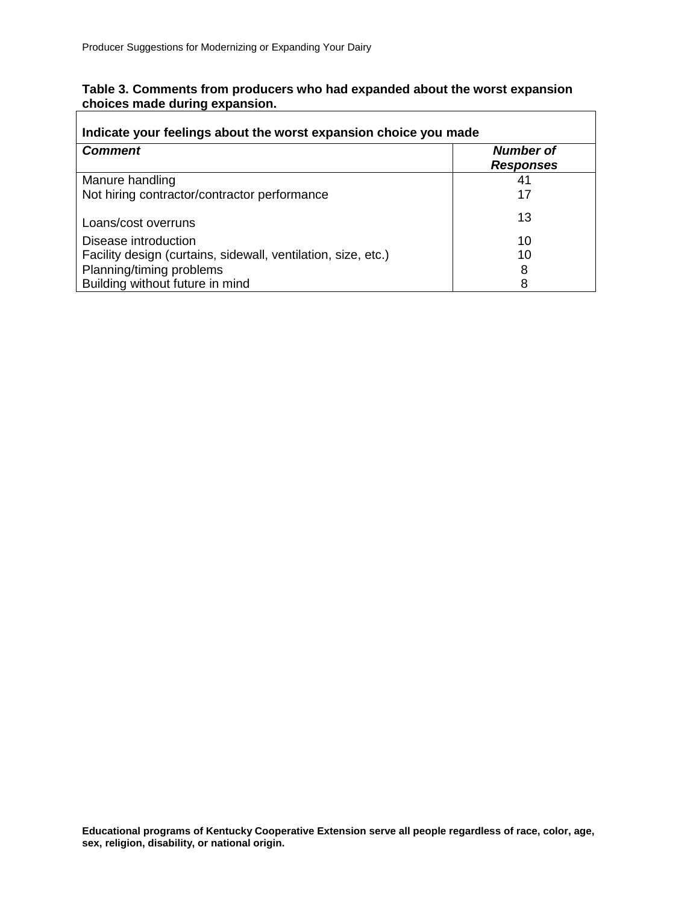**Table 3. Comments from producers who had expanded about the worst expansion choices made during expansion.**

| Indicate your feelings about the worst expansion choice you made | |
|---|---|
| ***Comment*** | ***Number of Responses*** |
| Manure handling | 41 |
| Not hiring contractor/contractor performance | 17 |
| Loans/cost overruns | 13 |
| Disease introduction | 10 |
| Facility design (curtains, sidewall, ventilation, size, etc.) | 10 |
| Planning/timing problems | 8 |
| Building without future in mind | 8 |

**Educational programs of Kentucky Cooperative Extension serve all people regardless of race, color, age, sex, religion, disability, or national origin.**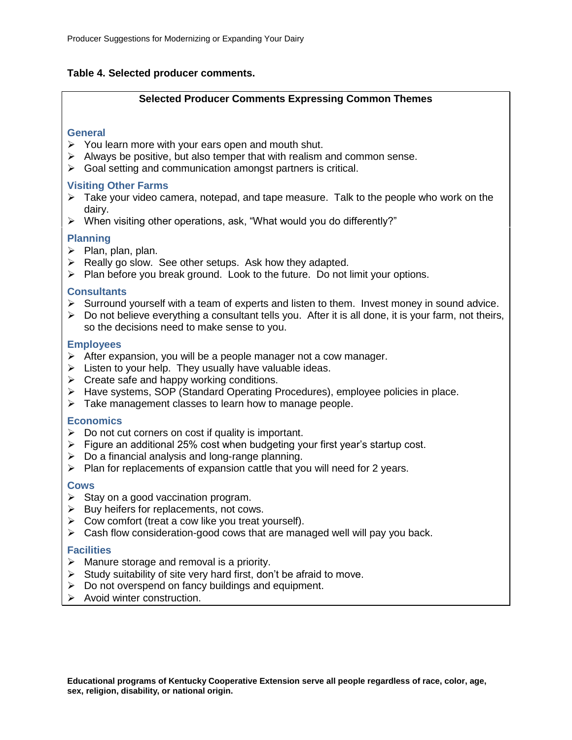**Table 4. Selected producer comments.**

**Selected Producer Comments Expressing Common Themes**

### General

- You learn more with your ears open and mouth shut.
- Always be positive, but also temper that with realism and common sense.
- Goal setting and communication amongst partners is critical.

### Visiting Other Farms

- Take your video camera, notepad, and tape measure. Talk to the people who work on the dairy.
- When visiting other operations, ask, "What would you do differently?"

### Planning

- Plan, plan, plan.
- Really go slow. See other setups. Ask how they adapted.
- Plan before you break ground. Look to the future. Do not limit your options.

### Consultants

- Surround yourself with a team of experts and listen to them. Invest money in sound advice.
- Do not believe everything a consultant tells you. After it is all done, it is your farm, not theirs, so the decisions need to make sense to you.

### Employees

- After expansion, you will be a people manager not a cow manager.
- Listen to your help. They usually have valuable ideas.
- Create safe and happy working conditions.
- Have systems, SOP (Standard Operating Procedures), employee policies in place.
- Take management classes to learn how to manage people.

### Economics

- Do not cut corners on cost if quality is important.
- Figure an additional 25% cost when budgeting your first year's startup cost.
- Do a financial analysis and long-range planning.
- Plan for replacements of expansion cattle that you will need for 2 years.

### Cows

- Stay on a good vaccination program.
- Buy heifers for replacements, not cows.
- Cow comfort (treat a cow like you treat yourself).
- Cash flow consideration-good cows that are managed well will pay you back.

### Facilities

- Manure storage and removal is a priority.
- Study suitability of site very hard first, don't be afraid to move.
- Do not overspend on fancy buildings and equipment.
- Avoid winter construction.

**Educational programs of Kentucky Cooperative Extension serve all people regardless of race, color, age, sex, religion, disability, or national origin.**